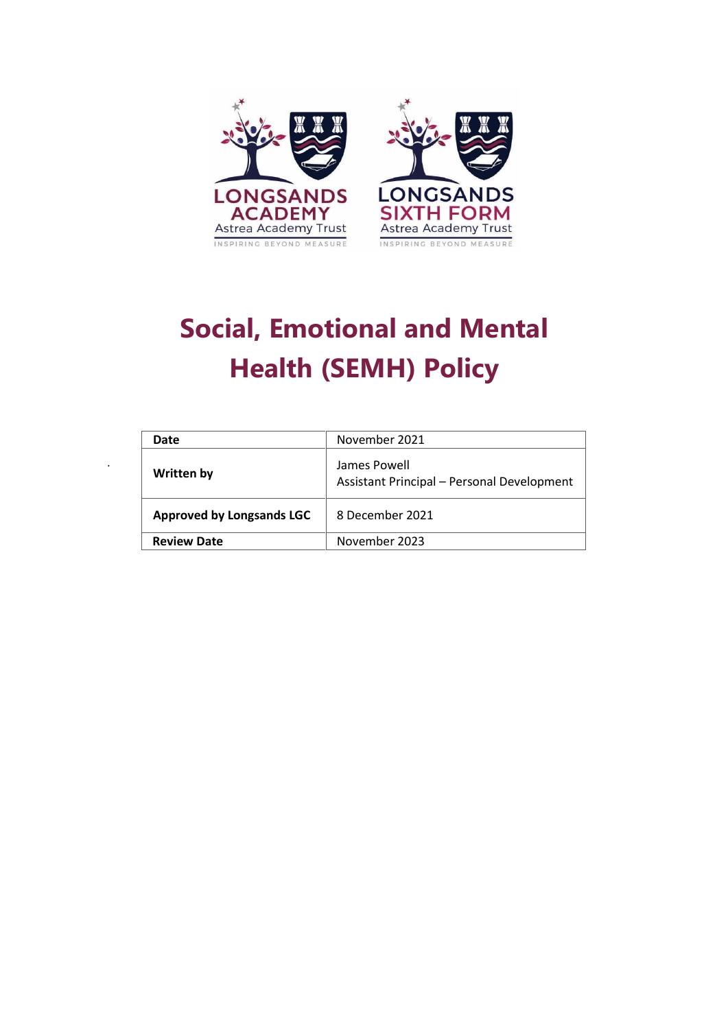# Social, Emotional and Mental Health (SEMH) Policy

| Date | November 2021 |
|---|---|
| Written by | James Powell<br>Assistant Principal – Personal Development |
| Approved by Longsands LGC | 8 December 2021 |
| Review Date | November 2023 |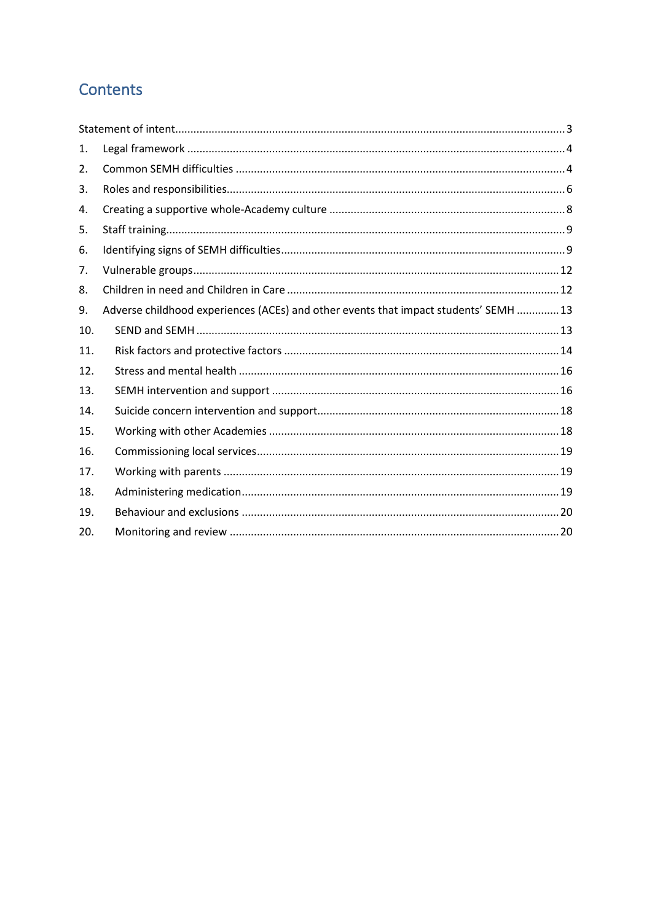# Contents

Statement of intent ... 3

1. Legal framework ... 4
2. Common SEMH difficulties ... 4
3. Roles and responsibilities ... 6
4. Creating a supportive whole-Academy culture ... 8
5. Staff training ... 9
6. Identifying signs of SEMH difficulties ... 9
7. Vulnerable groups ... 12
8. Children in need and Children in Care ... 12
9. Adverse childhood experiences (ACEs) and other events that impact students' SEMH ... 13
10. SEND and SEMH ... 13
11. Risk factors and protective factors ... 14
12. Stress and mental health ... 16
13. SEMH intervention and support ... 16
14. Suicide concern intervention and support ... 18
15. Working with other Academies ... 18
16. Commissioning local services ... 19
17. Working with parents ... 19
18. Administering medication ... 19
19. Behaviour and exclusions ... 20
20. Monitoring and review ... 20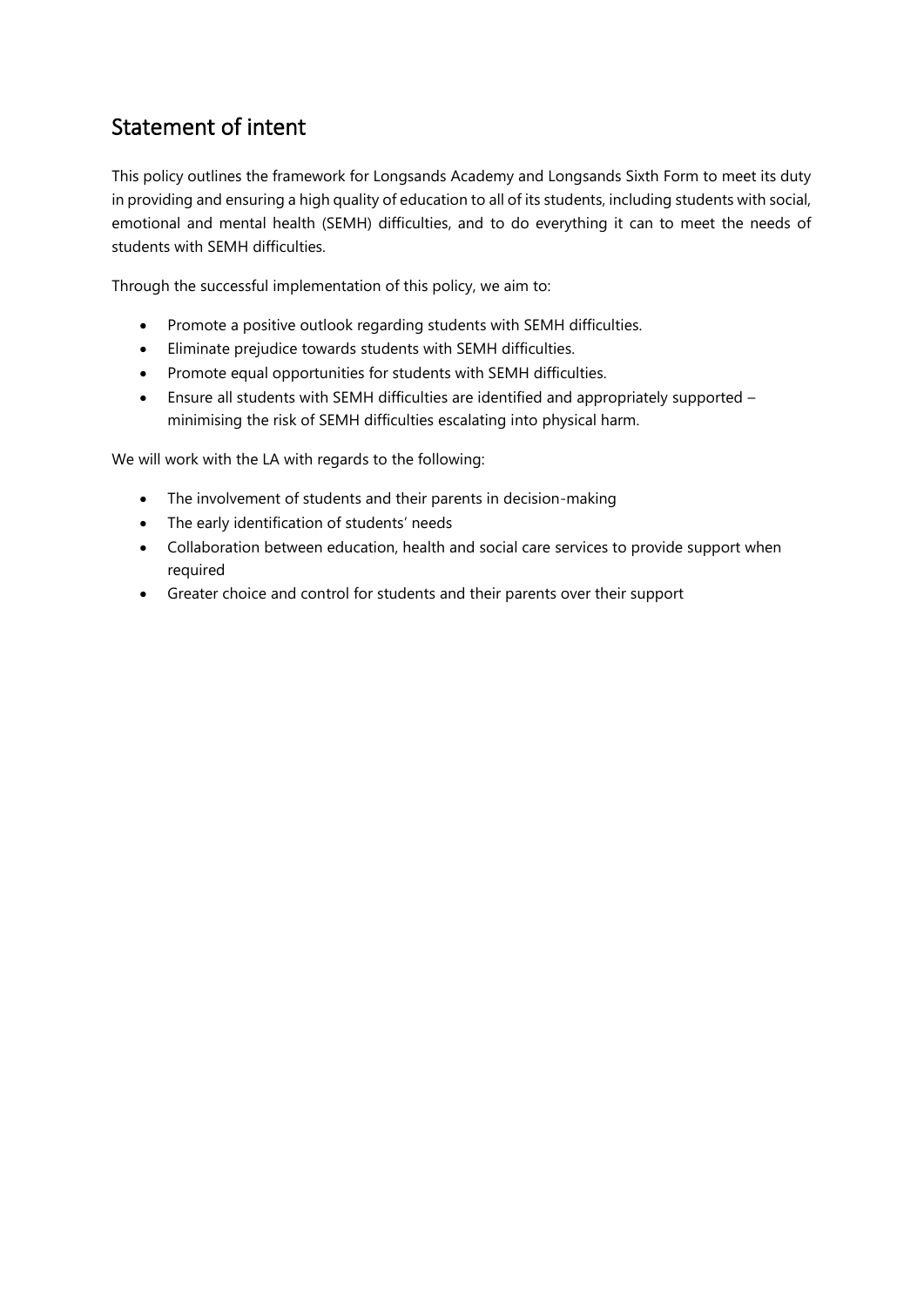## Statement of intent

This policy outlines the framework for Longsands Academy and Longsands Sixth Form to meet its duty in providing and ensuring a high quality of education to all of its students, including students with social, emotional and mental health (SEMH) difficulties, and to do everything it can to meet the needs of students with SEMH difficulties.

Through the successful implementation of this policy, we aim to:

- Promote a positive outlook regarding students with SEMH difficulties.
- Eliminate prejudice towards students with SEMH difficulties.
- Promote equal opportunities for students with SEMH difficulties.
- Ensure all students with SEMH difficulties are identified and appropriately supported – minimising the risk of SEMH difficulties escalating into physical harm.

We will work with the LA with regards to the following:

- The involvement of students and their parents in decision-making
- The early identification of students' needs
- Collaboration between education, health and social care services to provide support when required
- Greater choice and control for students and their parents over their support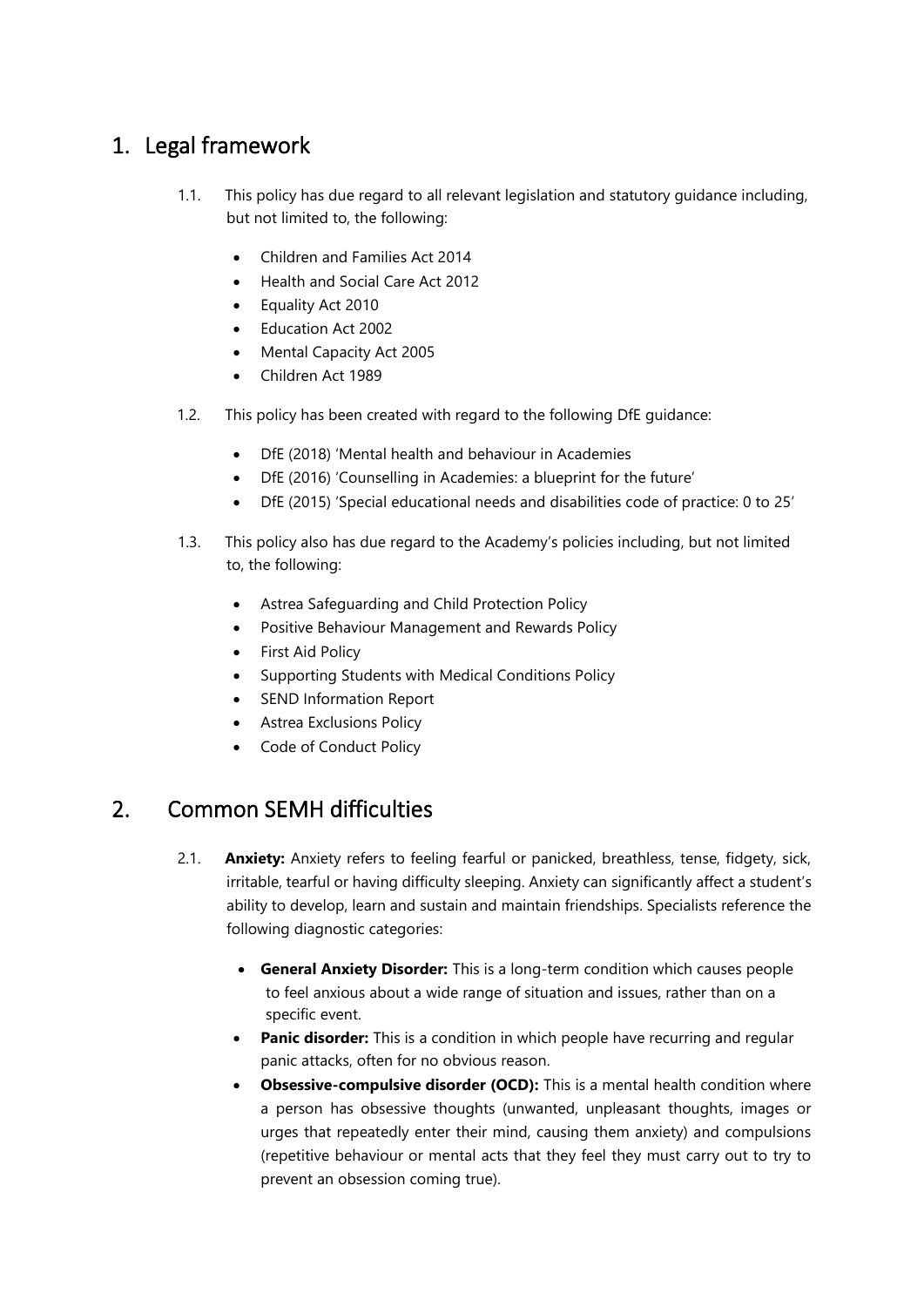## 1. Legal framework

1.1. This policy has due regard to all relevant legislation and statutory guidance including, but not limited to, the following:

- Children and Families Act 2014
- Health and Social Care Act 2012
- Equality Act 2010
- Education Act 2002
- Mental Capacity Act 2005
- Children Act 1989

1.2. This policy has been created with regard to the following DfE guidance:

- DfE (2018) 'Mental health and behaviour in Academies
- DfE (2016) 'Counselling in Academies: a blueprint for the future'
- DfE (2015) 'Special educational needs and disabilities code of practice: 0 to 25'

1.3. This policy also has due regard to the Academy's policies including, but not limited to, the following:

- Astrea Safeguarding and Child Protection Policy
- Positive Behaviour Management and Rewards Policy
- First Aid Policy
- Supporting Students with Medical Conditions Policy
- SEND Information Report
- Astrea Exclusions Policy
- Code of Conduct Policy

## 2. Common SEMH difficulties

2.1. **Anxiety:** Anxiety refers to feeling fearful or panicked, breathless, tense, fidgety, sick, irritable, tearful or having difficulty sleeping. Anxiety can significantly affect a student's ability to develop, learn and sustain and maintain friendships. Specialists reference the following diagnostic categories:

- **General Anxiety Disorder:** This is a long-term condition which causes people to feel anxious about a wide range of situation and issues, rather than on a specific event.
- **Panic disorder:** This is a condition in which people have recurring and regular panic attacks, often for no obvious reason.
- **Obsessive-compulsive disorder (OCD):** This is a mental health condition where a person has obsessive thoughts (unwanted, unpleasant thoughts, images or urges that repeatedly enter their mind, causing them anxiety) and compulsions (repetitive behaviour or mental acts that they feel they must carry out to try to prevent an obsession coming true).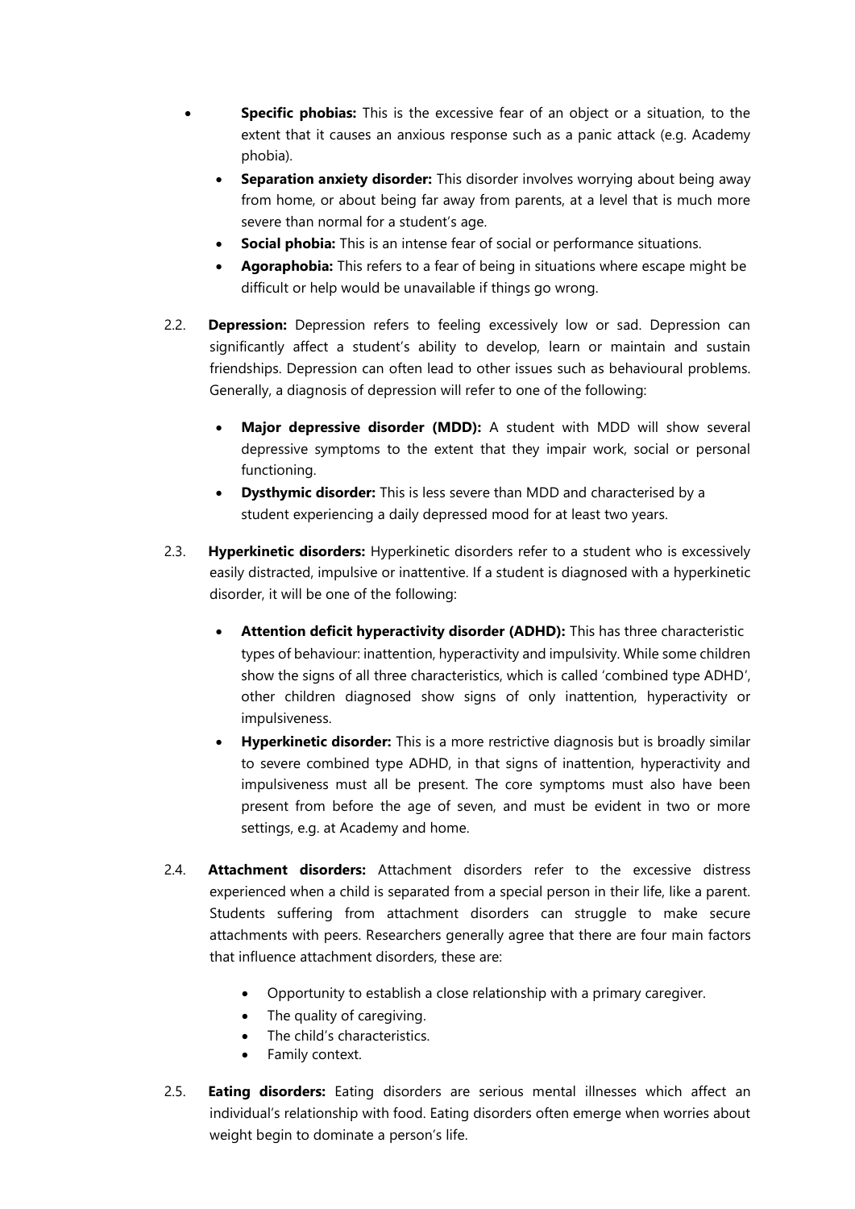- **Specific phobias:** This is the excessive fear of an object or a situation, to the extent that it causes an anxious response such as a panic attack (e.g. Academy phobia).
- **Separation anxiety disorder:** This disorder involves worrying about being away from home, or about being far away from parents, at a level that is much more severe than normal for a student's age.
- **Social phobia:** This is an intense fear of social or performance situations.
- **Agoraphobia:** This refers to a fear of being in situations where escape might be difficult or help would be unavailable if things go wrong.

2.2. **Depression:** Depression refers to feeling excessively low or sad. Depression can significantly affect a student's ability to develop, learn or maintain and sustain friendships. Depression can often lead to other issues such as behavioural problems. Generally, a diagnosis of depression will refer to one of the following:

- **Major depressive disorder (MDD):** A student with MDD will show several depressive symptoms to the extent that they impair work, social or personal functioning.
- **Dysthymic disorder:** This is less severe than MDD and characterised by a student experiencing a daily depressed mood for at least two years.

2.3. **Hyperkinetic disorders:** Hyperkinetic disorders refer to a student who is excessively easily distracted, impulsive or inattentive. If a student is diagnosed with a hyperkinetic disorder, it will be one of the following:

- **Attention deficit hyperactivity disorder (ADHD):** This has three characteristic types of behaviour: inattention, hyperactivity and impulsivity. While some children show the signs of all three characteristics, which is called 'combined type ADHD', other children diagnosed show signs of only inattention, hyperactivity or impulsiveness.
- **Hyperkinetic disorder:** This is a more restrictive diagnosis but is broadly similar to severe combined type ADHD, in that signs of inattention, hyperactivity and impulsiveness must all be present. The core symptoms must also have been present from before the age of seven, and must be evident in two or more settings, e.g. at Academy and home.

2.4. **Attachment disorders:** Attachment disorders refer to the excessive distress experienced when a child is separated from a special person in their life, like a parent. Students suffering from attachment disorders can struggle to make secure attachments with peers. Researchers generally agree that there are four main factors that influence attachment disorders, these are:

- Opportunity to establish a close relationship with a primary caregiver.
- The quality of caregiving.
- The child's characteristics.
- Family context.

2.5. **Eating disorders:** Eating disorders are serious mental illnesses which affect an individual's relationship with food. Eating disorders often emerge when worries about weight begin to dominate a person's life.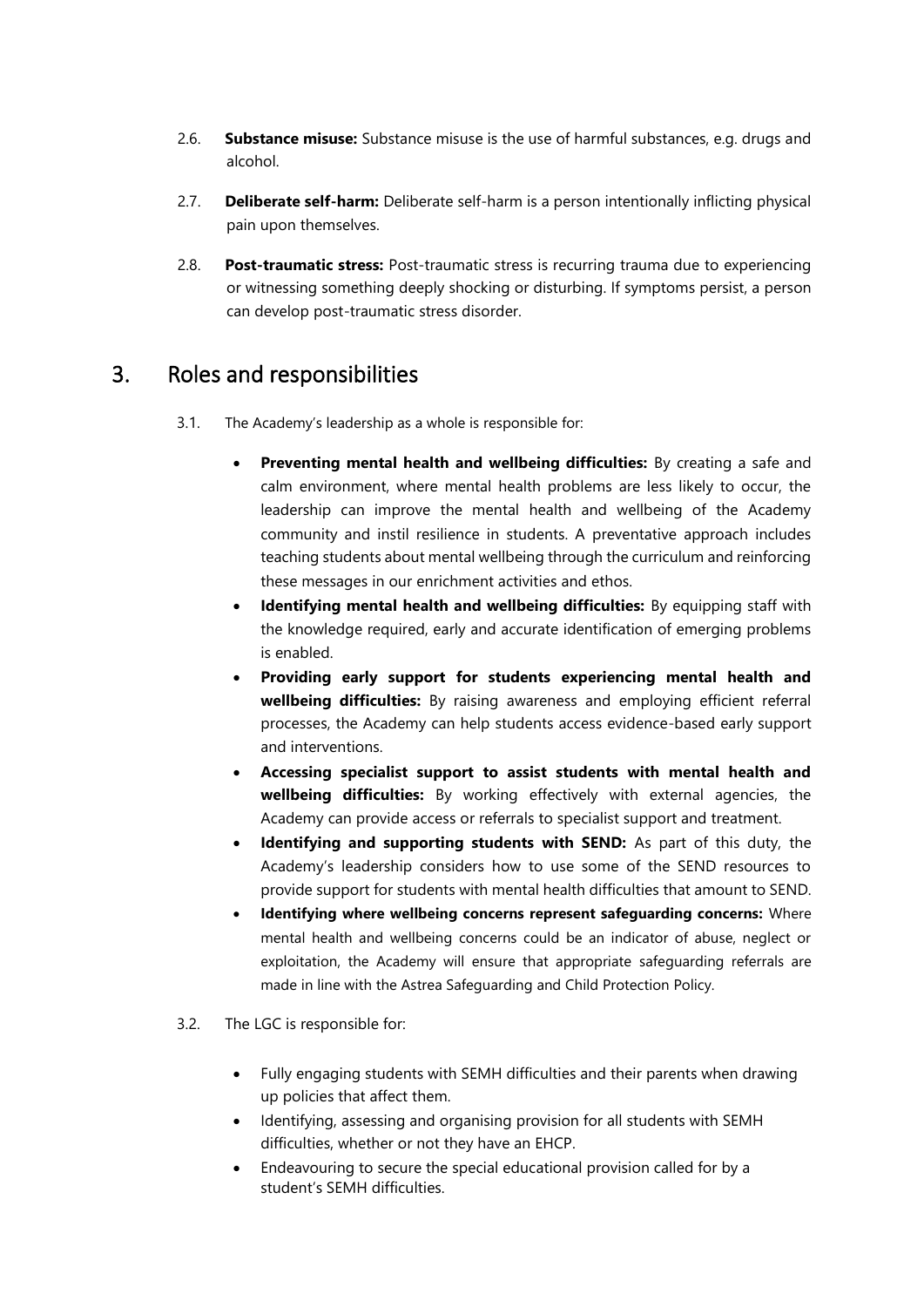2.6. **Substance misuse:** Substance misuse is the use of harmful substances, e.g. drugs and alcohol.

2.7. **Deliberate self-harm:** Deliberate self-harm is a person intentionally inflicting physical pain upon themselves.

2.8. **Post-traumatic stress:** Post-traumatic stress is recurring trauma due to experiencing or witnessing something deeply shocking or disturbing. If symptoms persist, a person can develop post-traumatic stress disorder.

## 3. Roles and responsibilities

3.1. The Academy's leadership as a whole is responsible for:

- **Preventing mental health and wellbeing difficulties:** By creating a safe and calm environment, where mental health problems are less likely to occur, the leadership can improve the mental health and wellbeing of the Academy community and instil resilience in students. A preventative approach includes teaching students about mental wellbeing through the curriculum and reinforcing these messages in our enrichment activities and ethos.
- **Identifying mental health and wellbeing difficulties:** By equipping staff with the knowledge required, early and accurate identification of emerging problems is enabled.
- **Providing early support for students experiencing mental health and wellbeing difficulties:** By raising awareness and employing efficient referral processes, the Academy can help students access evidence-based early support and interventions.
- **Accessing specialist support to assist students with mental health and wellbeing difficulties:** By working effectively with external agencies, the Academy can provide access or referrals to specialist support and treatment.
- **Identifying and supporting students with SEND:** As part of this duty, the Academy's leadership considers how to use some of the SEND resources to provide support for students with mental health difficulties that amount to SEND.
- **Identifying where wellbeing concerns represent safeguarding concerns:** Where mental health and wellbeing concerns could be an indicator of abuse, neglect or exploitation, the Academy will ensure that appropriate safeguarding referrals are made in line with the Astrea Safeguarding and Child Protection Policy.

3.2. The LGC is responsible for:

- Fully engaging students with SEMH difficulties and their parents when drawing up policies that affect them.
- Identifying, assessing and organising provision for all students with SEMH difficulties, whether or not they have an EHCP.
- Endeavouring to secure the special educational provision called for by a student's SEMH difficulties.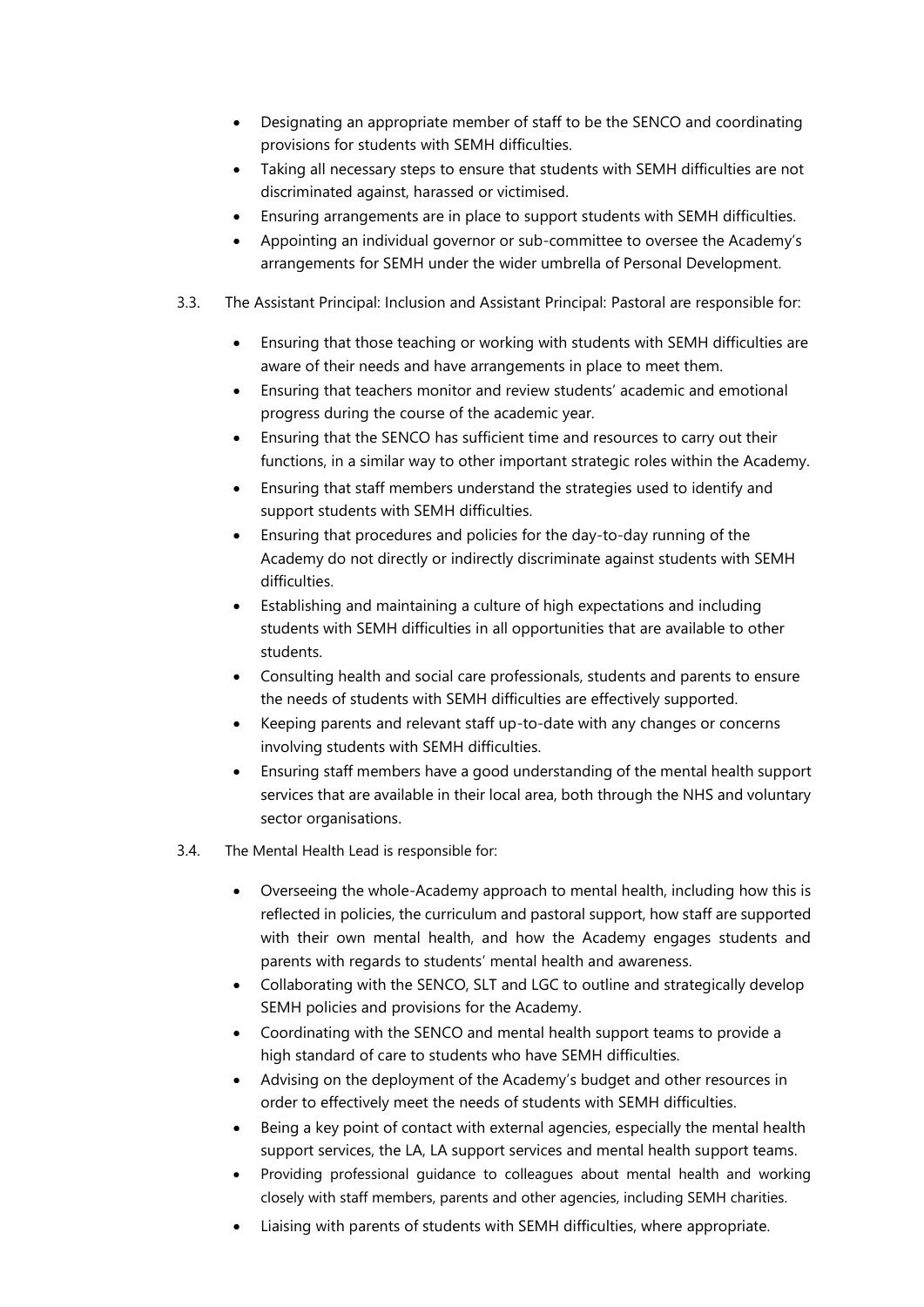- Designating an appropriate member of staff to be the SENCO and coordinating provisions for students with SEMH difficulties.
- Taking all necessary steps to ensure that students with SEMH difficulties are not discriminated against, harassed or victimised.
- Ensuring arrangements are in place to support students with SEMH difficulties.
- Appointing an individual governor or sub-committee to oversee the Academy's arrangements for SEMH under the wider umbrella of Personal Development.

3.3. The Assistant Principal: Inclusion and Assistant Principal: Pastoral are responsible for:

- Ensuring that those teaching or working with students with SEMH difficulties are aware of their needs and have arrangements in place to meet them.
- Ensuring that teachers monitor and review students' academic and emotional progress during the course of the academic year.
- Ensuring that the SENCO has sufficient time and resources to carry out their functions, in a similar way to other important strategic roles within the Academy.
- Ensuring that staff members understand the strategies used to identify and support students with SEMH difficulties.
- Ensuring that procedures and policies for the day-to-day running of the Academy do not directly or indirectly discriminate against students with SEMH difficulties.
- Establishing and maintaining a culture of high expectations and including students with SEMH difficulties in all opportunities that are available to other students.
- Consulting health and social care professionals, students and parents to ensure the needs of students with SEMH difficulties are effectively supported.
- Keeping parents and relevant staff up-to-date with any changes or concerns involving students with SEMH difficulties.
- Ensuring staff members have a good understanding of the mental health support services that are available in their local area, both through the NHS and voluntary sector organisations.

3.4. The Mental Health Lead is responsible for:

- Overseeing the whole-Academy approach to mental health, including how this is reflected in policies, the curriculum and pastoral support, how staff are supported with their own mental health, and how the Academy engages students and parents with regards to students' mental health and awareness.
- Collaborating with the SENCO, SLT and LGC to outline and strategically develop SEMH policies and provisions for the Academy.
- Coordinating with the SENCO and mental health support teams to provide a high standard of care to students who have SEMH difficulties.
- Advising on the deployment of the Academy's budget and other resources in order to effectively meet the needs of students with SEMH difficulties.
- Being a key point of contact with external agencies, especially the mental health support services, the LA, LA support services and mental health support teams.
- Providing professional guidance to colleagues about mental health and working closely with staff members, parents and other agencies, including SEMH charities.
- Liaising with parents of students with SEMH difficulties, where appropriate.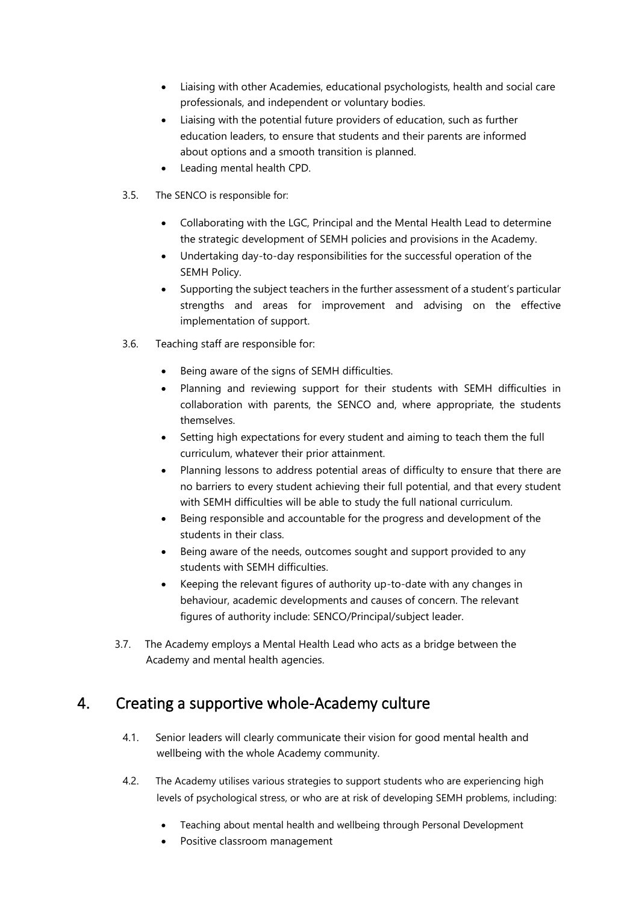- Liaising with other Academies, educational psychologists, health and social care professionals, and independent or voluntary bodies.
- Liaising with the potential future providers of education, such as further education leaders, to ensure that students and their parents are informed about options and a smooth transition is planned.
- Leading mental health CPD.

3.5. The SENCO is responsible for:

- Collaborating with the LGC, Principal and the Mental Health Lead to determine the strategic development of SEMH policies and provisions in the Academy.
- Undertaking day-to-day responsibilities for the successful operation of the SEMH Policy.
- Supporting the subject teachers in the further assessment of a student's particular strengths and areas for improvement and advising on the effective implementation of support.

3.6. Teaching staff are responsible for:

- Being aware of the signs of SEMH difficulties.
- Planning and reviewing support for their students with SEMH difficulties in collaboration with parents, the SENCO and, where appropriate, the students themselves.
- Setting high expectations for every student and aiming to teach them the full curriculum, whatever their prior attainment.
- Planning lessons to address potential areas of difficulty to ensure that there are no barriers to every student achieving their full potential, and that every student with SEMH difficulties will be able to study the full national curriculum.
- Being responsible and accountable for the progress and development of the students in their class.
- Being aware of the needs, outcomes sought and support provided to any students with SEMH difficulties.
- Keeping the relevant figures of authority up-to-date with any changes in behaviour, academic developments and causes of concern. The relevant figures of authority include: SENCO/Principal/subject leader.

3.7. The Academy employs a Mental Health Lead who acts as a bridge between the Academy and mental health agencies.

## 4. Creating a supportive whole-Academy culture

4.1. Senior leaders will clearly communicate their vision for good mental health and wellbeing with the whole Academy community.

4.2. The Academy utilises various strategies to support students who are experiencing high levels of psychological stress, or who are at risk of developing SEMH problems, including:

- Teaching about mental health and wellbeing through Personal Development
- Positive classroom management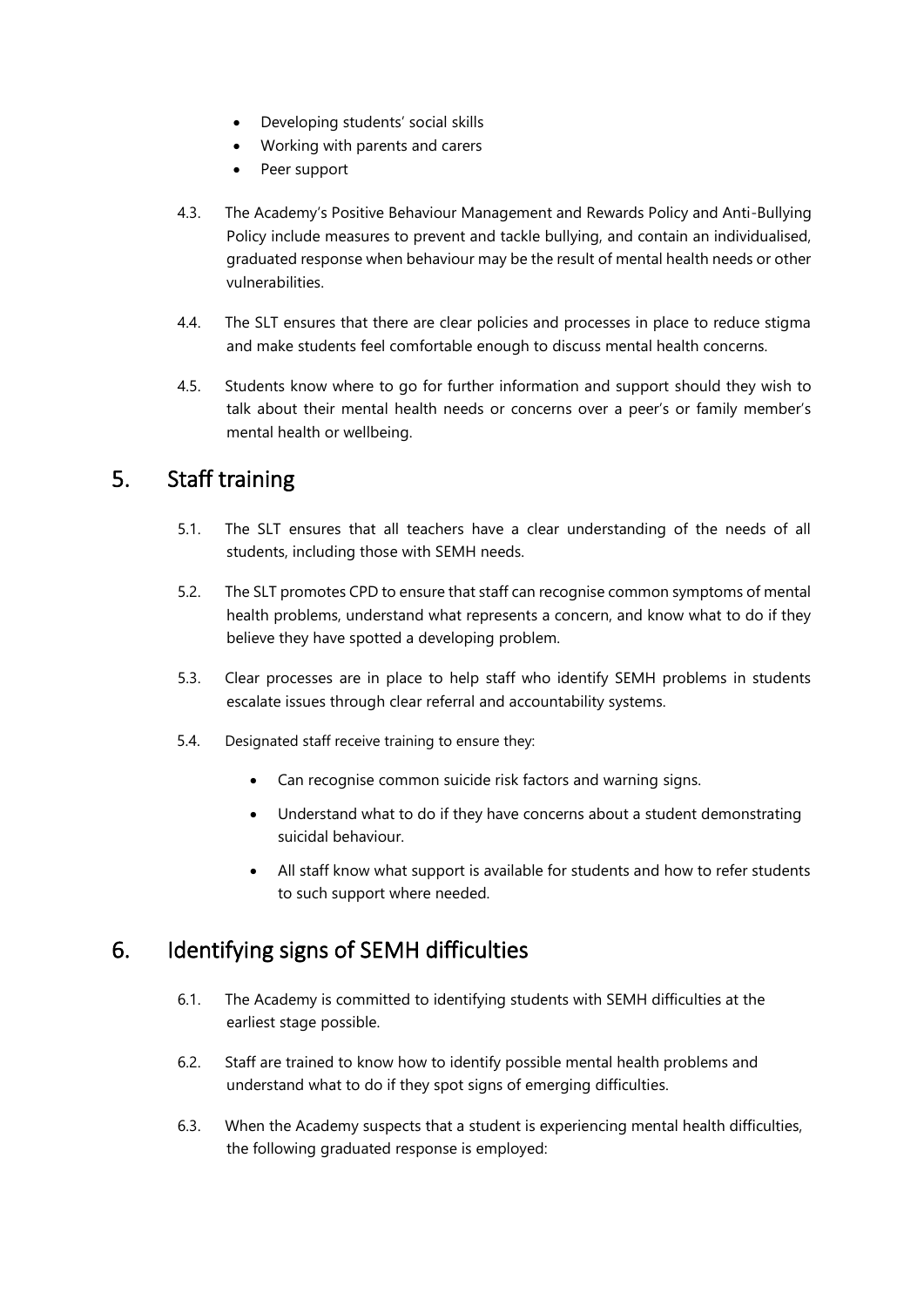- Developing students' social skills
- Working with parents and carers
- Peer support

4.3. The Academy's Positive Behaviour Management and Rewards Policy and Anti-Bullying Policy include measures to prevent and tackle bullying, and contain an individualised, graduated response when behaviour may be the result of mental health needs or other vulnerabilities.

4.4. The SLT ensures that there are clear policies and processes in place to reduce stigma and make students feel comfortable enough to discuss mental health concerns.

4.5. Students know where to go for further information and support should they wish to talk about their mental health needs or concerns over a peer's or family member's mental health or wellbeing.

## 5. Staff training

5.1. The SLT ensures that all teachers have a clear understanding of the needs of all students, including those with SEMH needs.

5.2. The SLT promotes CPD to ensure that staff can recognise common symptoms of mental health problems, understand what represents a concern, and know what to do if they believe they have spotted a developing problem.

5.3. Clear processes are in place to help staff who identify SEMH problems in students escalate issues through clear referral and accountability systems.

5.4. Designated staff receive training to ensure they:

- Can recognise common suicide risk factors and warning signs.
- Understand what to do if they have concerns about a student demonstrating suicidal behaviour.
- All staff know what support is available for students and how to refer students to such support where needed.

## 6. Identifying signs of SEMH difficulties

6.1. The Academy is committed to identifying students with SEMH difficulties at the earliest stage possible.

6.2. Staff are trained to know how to identify possible mental health problems and understand what to do if they spot signs of emerging difficulties.

6.3. When the Academy suspects that a student is experiencing mental health difficulties, the following graduated response is employed: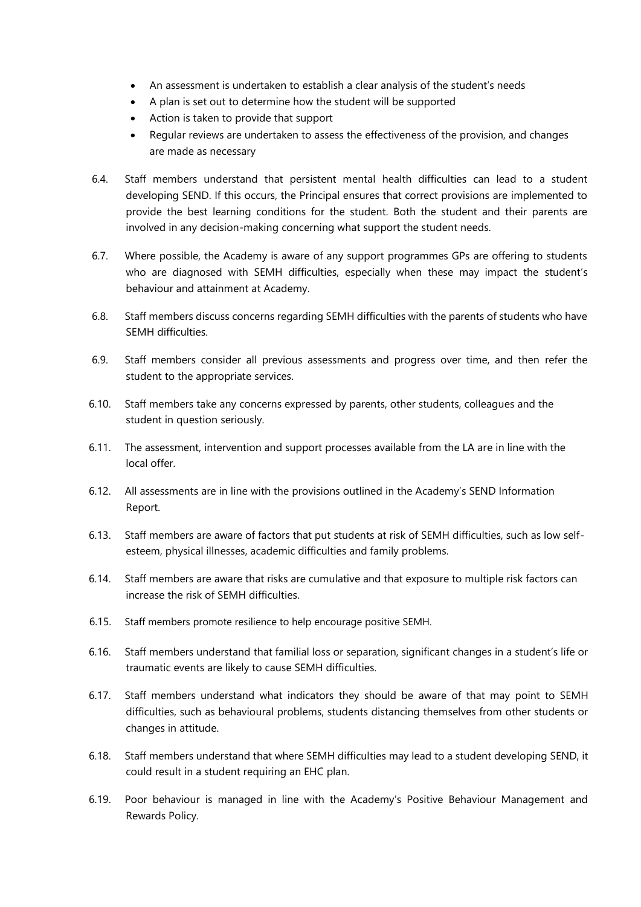- An assessment is undertaken to establish a clear analysis of the student's needs
- A plan is set out to determine how the student will be supported
- Action is taken to provide that support
- Regular reviews are undertaken to assess the effectiveness of the provision, and changes are made as necessary

6.4. Staff members understand that persistent mental health difficulties can lead to a student developing SEND. If this occurs, the Principal ensures that correct provisions are implemented to provide the best learning conditions for the student. Both the student and their parents are involved in any decision-making concerning what support the student needs.

6.7. Where possible, the Academy is aware of any support programmes GPs are offering to students who are diagnosed with SEMH difficulties, especially when these may impact the student's behaviour and attainment at Academy.

6.8. Staff members discuss concerns regarding SEMH difficulties with the parents of students who have SEMH difficulties.

6.9. Staff members consider all previous assessments and progress over time, and then refer the student to the appropriate services.

6.10. Staff members take any concerns expressed by parents, other students, colleagues and the student in question seriously.

6.11. The assessment, intervention and support processes available from the LA are in line with the local offer.

6.12. All assessments are in line with the provisions outlined in the Academy's SEND Information Report.

6.13. Staff members are aware of factors that put students at risk of SEMH difficulties, such as low self-esteem, physical illnesses, academic difficulties and family problems.

6.14. Staff members are aware that risks are cumulative and that exposure to multiple risk factors can increase the risk of SEMH difficulties.

6.15. Staff members promote resilience to help encourage positive SEMH.

6.16. Staff members understand that familial loss or separation, significant changes in a student's life or traumatic events are likely to cause SEMH difficulties.

6.17. Staff members understand what indicators they should be aware of that may point to SEMH difficulties, such as behavioural problems, students distancing themselves from other students or changes in attitude.

6.18. Staff members understand that where SEMH difficulties may lead to a student developing SEND, it could result in a student requiring an EHC plan.

6.19. Poor behaviour is managed in line with the Academy's Positive Behaviour Management and Rewards Policy.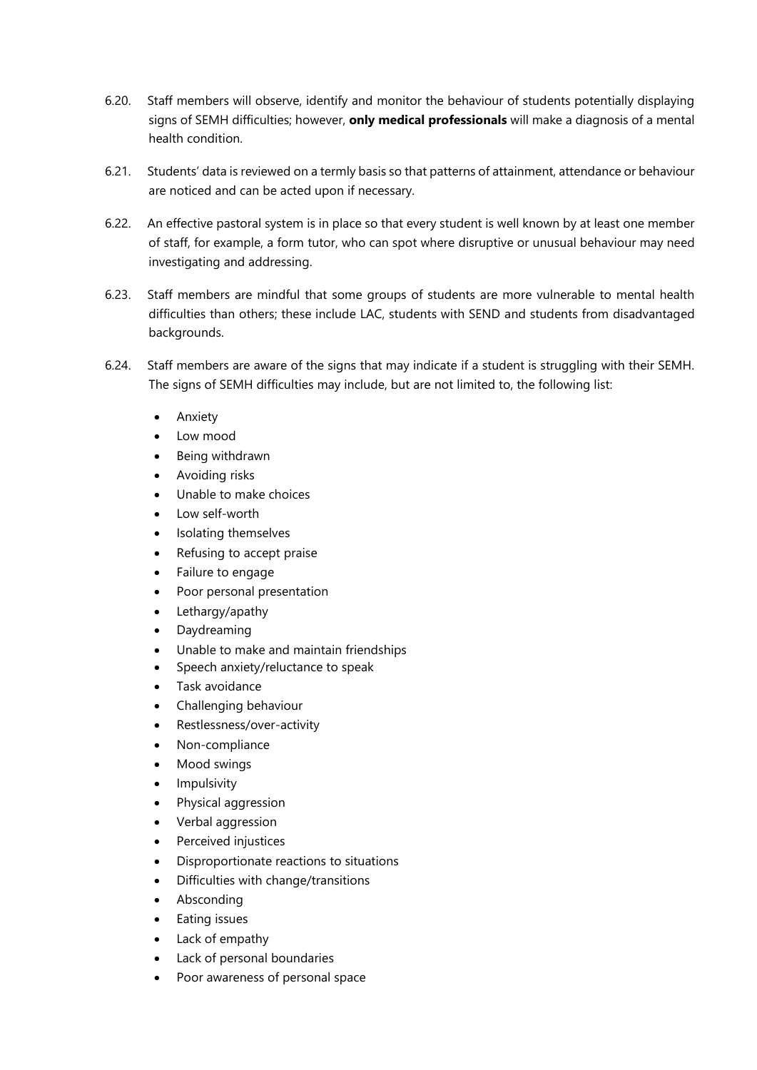6.20. Staff members will observe, identify and monitor the behaviour of students potentially displaying signs of SEMH difficulties; however, **only medical professionals** will make a diagnosis of a mental health condition.

6.21. Students' data is reviewed on a termly basis so that patterns of attainment, attendance or behaviour are noticed and can be acted upon if necessary.

6.22. An effective pastoral system is in place so that every student is well known by at least one member of staff, for example, a form tutor, who can spot where disruptive or unusual behaviour may need investigating and addressing.

6.23. Staff members are mindful that some groups of students are more vulnerable to mental health difficulties than others; these include LAC, students with SEND and students from disadvantaged backgrounds.

6.24. Staff members are aware of the signs that may indicate if a student is struggling with their SEMH. The signs of SEMH difficulties may include, but are not limited to, the following list:

- Anxiety
- Low mood
- Being withdrawn
- Avoiding risks
- Unable to make choices
- Low self-worth
- Isolating themselves
- Refusing to accept praise
- Failure to engage
- Poor personal presentation
- Lethargy/apathy
- Daydreaming
- Unable to make and maintain friendships
- Speech anxiety/reluctance to speak
- Task avoidance
- Challenging behaviour
- Restlessness/over-activity
- Non-compliance
- Mood swings
- Impulsivity
- Physical aggression
- Verbal aggression
- Perceived injustices
- Disproportionate reactions to situations
- Difficulties with change/transitions
- Absconding
- Eating issues
- Lack of empathy
- Lack of personal boundaries
- Poor awareness of personal space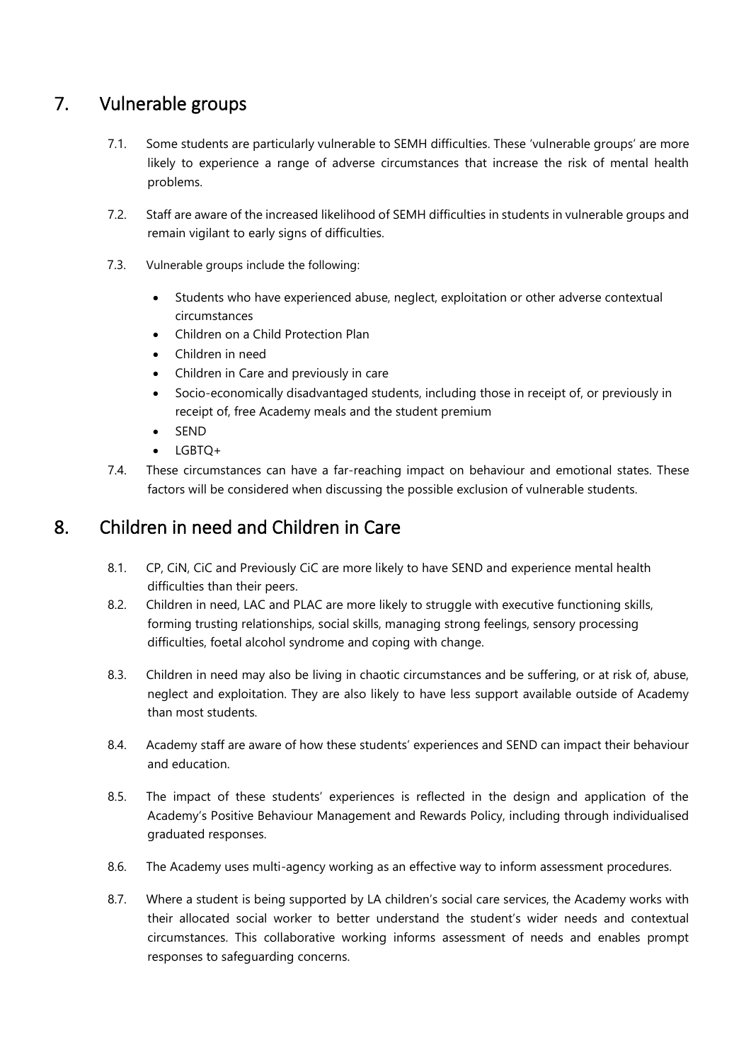## 7. Vulnerable groups

7.1. Some students are particularly vulnerable to SEMH difficulties. These 'vulnerable groups' are more likely to experience a range of adverse circumstances that increase the risk of mental health problems.

7.2. Staff are aware of the increased likelihood of SEMH difficulties in students in vulnerable groups and remain vigilant to early signs of difficulties.

7.3. Vulnerable groups include the following:

- Students who have experienced abuse, neglect, exploitation or other adverse contextual circumstances
- Children on a Child Protection Plan
- Children in need
- Children in Care and previously in care
- Socio-economically disadvantaged students, including those in receipt of, or previously in receipt of, free Academy meals and the student premium
- SEND
- LGBTQ+

7.4. These circumstances can have a far-reaching impact on behaviour and emotional states. These factors will be considered when discussing the possible exclusion of vulnerable students.

## 8. Children in need and Children in Care

8.1. CP, CiN, CiC and Previously CiC are more likely to have SEND and experience mental health difficulties than their peers.

8.2. Children in need, LAC and PLAC are more likely to struggle with executive functioning skills, forming trusting relationships, social skills, managing strong feelings, sensory processing difficulties, foetal alcohol syndrome and coping with change.

8.3. Children in need may also be living in chaotic circumstances and be suffering, or at risk of, abuse, neglect and exploitation. They are also likely to have less support available outside of Academy than most students.

8.4. Academy staff are aware of how these students' experiences and SEND can impact their behaviour and education.

8.5. The impact of these students' experiences is reflected in the design and application of the Academy's Positive Behaviour Management and Rewards Policy, including through individualised graduated responses.

8.6. The Academy uses multi-agency working as an effective way to inform assessment procedures.

8.7. Where a student is being supported by LA children's social care services, the Academy works with their allocated social worker to better understand the student's wider needs and contextual circumstances. This collaborative working informs assessment of needs and enables prompt responses to safeguarding concerns.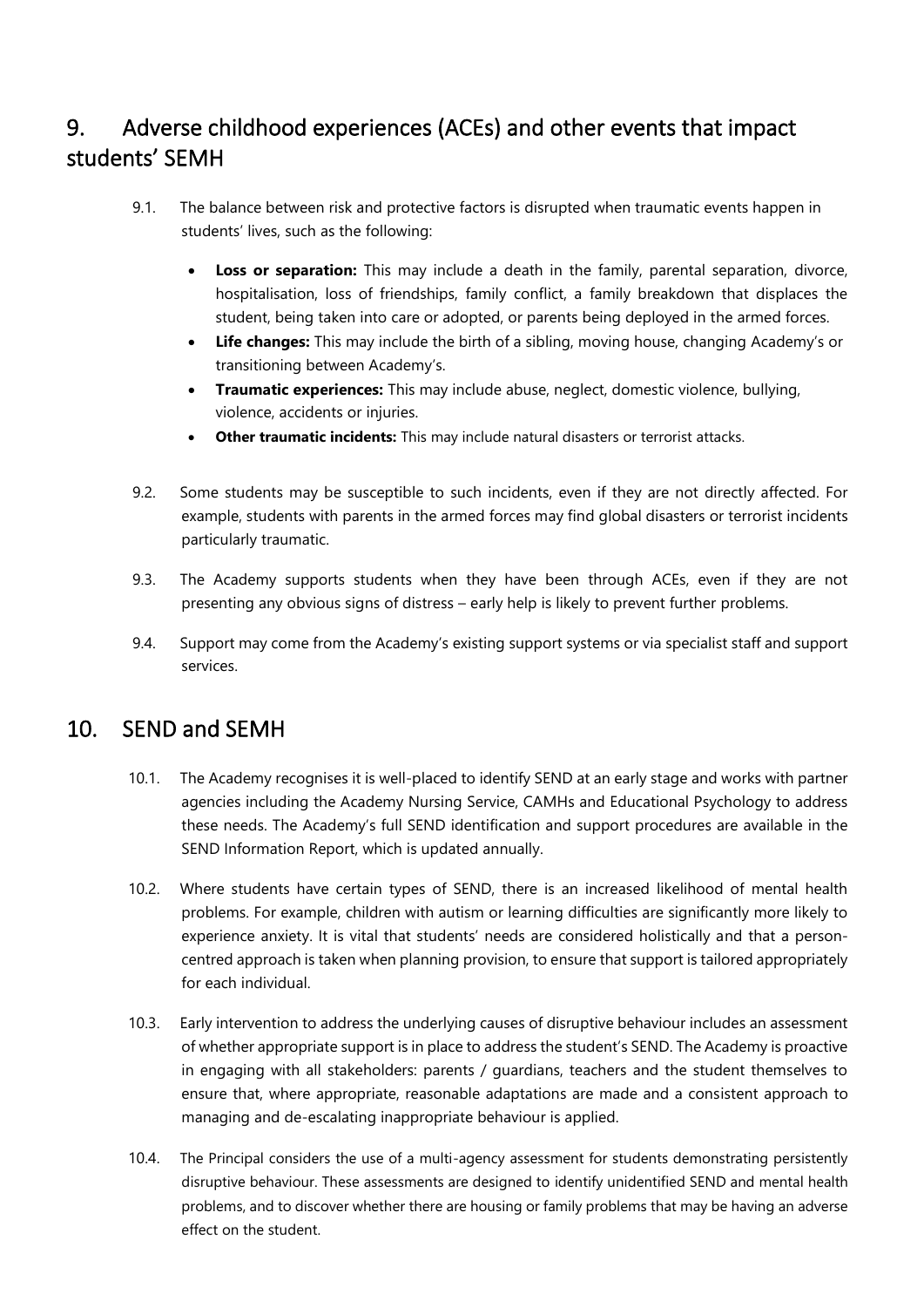## 9. Adverse childhood experiences (ACEs) and other events that impact students' SEMH

9.1. The balance between risk and protective factors is disrupted when traumatic events happen in students' lives, such as the following:

- **Loss or separation:** This may include a death in the family, parental separation, divorce, hospitalisation, loss of friendships, family conflict, a family breakdown that displaces the student, being taken into care or adopted, or parents being deployed in the armed forces.
- **Life changes:** This may include the birth of a sibling, moving house, changing Academy's or transitioning between Academy's.
- **Traumatic experiences:** This may include abuse, neglect, domestic violence, bullying, violence, accidents or injuries.
- **Other traumatic incidents:** This may include natural disasters or terrorist attacks.

9.2. Some students may be susceptible to such incidents, even if they are not directly affected. For example, students with parents in the armed forces may find global disasters or terrorist incidents particularly traumatic.

9.3. The Academy supports students when they have been through ACEs, even if they are not presenting any obvious signs of distress – early help is likely to prevent further problems.

9.4. Support may come from the Academy's existing support systems or via specialist staff and support services.

## 10. SEND and SEMH

10.1. The Academy recognises it is well-placed to identify SEND at an early stage and works with partner agencies including the Academy Nursing Service, CAMHs and Educational Psychology to address these needs. The Academy's full SEND identification and support procedures are available in the SEND Information Report, which is updated annually.

10.2. Where students have certain types of SEND, there is an increased likelihood of mental health problems. For example, children with autism or learning difficulties are significantly more likely to experience anxiety. It is vital that students' needs are considered holistically and that a person-centred approach is taken when planning provision, to ensure that support is tailored appropriately for each individual.

10.3. Early intervention to address the underlying causes of disruptive behaviour includes an assessment of whether appropriate support is in place to address the student's SEND. The Academy is proactive in engaging with all stakeholders: parents / guardians, teachers and the student themselves to ensure that, where appropriate, reasonable adaptations are made and a consistent approach to managing and de-escalating inappropriate behaviour is applied.

10.4. The Principal considers the use of a multi-agency assessment for students demonstrating persistently disruptive behaviour. These assessments are designed to identify unidentified SEND and mental health problems, and to discover whether there are housing or family problems that may be having an adverse effect on the student.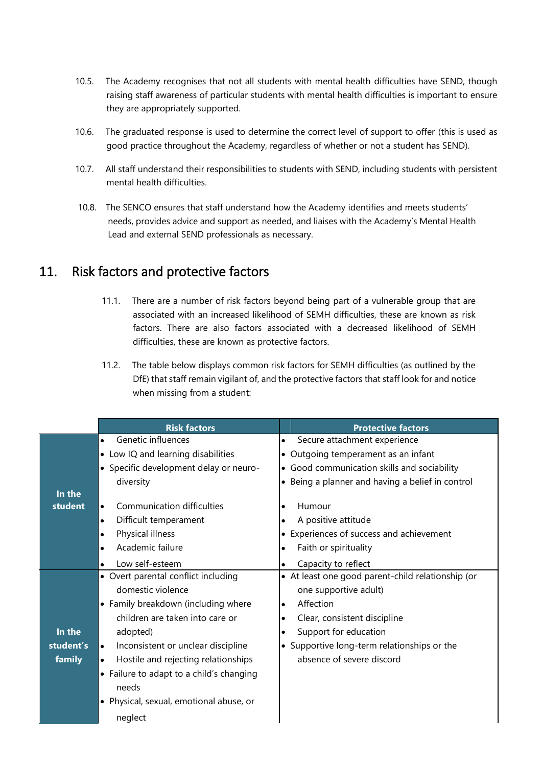10.5. The Academy recognises that not all students with mental health difficulties have SEND, though raising staff awareness of particular students with mental health difficulties is important to ensure they are appropriately supported.

10.6. The graduated response is used to determine the correct level of support to offer (this is used as good practice throughout the Academy, regardless of whether or not a student has SEND).

10.7. All staff understand their responsibilities to students with SEND, including students with persistent mental health difficulties.

10.8. The SENCO ensures that staff understand how the Academy identifies and meets students' needs, provides advice and support as needed, and liaises with the Academy's Mental Health Lead and external SEND professionals as necessary.

## 11. Risk factors and protective factors

11.1. There are a number of risk factors beyond being part of a vulnerable group that are associated with an increased likelihood of SEMH difficulties, these are known as risk factors. There are also factors associated with a decreased likelihood of SEMH difficulties, these are known as protective factors.

11.2. The table below displays common risk factors for SEMH difficulties (as outlined by the DfE) that staff remain vigilant of, and the protective factors that staff look for and notice when missing from a student:

| | Risk factors | Protective factors |
|---|---|---|
| **In the student** | • Genetic influences<br>• Low IQ and learning disabilities<br>• Specific development delay or neuro-diversity<br>• Communication difficulties<br>• Difficult temperament<br>• Physical illness<br>• Academic failure<br>• Low self-esteem | • Secure attachment experience<br>• Outgoing temperament as an infant<br>• Good communication skills and sociability<br>• Being a planner and having a belief in control<br>• Humour<br>• A positive attitude<br>• Experiences of success and achievement<br>• Faith or spirituality<br>• Capacity to reflect |
| **In the student's family** | • Overt parental conflict including domestic violence<br>• Family breakdown (including where children are taken into care or adopted)<br>• Inconsistent or unclear discipline<br>• Hostile and rejecting relationships<br>• Failure to adapt to a child's changing needs<br>• Physical, sexual, emotional abuse, or neglect | • At least one good parent-child relationship (or one supportive adult)<br>• Affection<br>• Clear, consistent discipline<br>• Support for education<br>• Supportive long-term relationships or the absence of severe discord |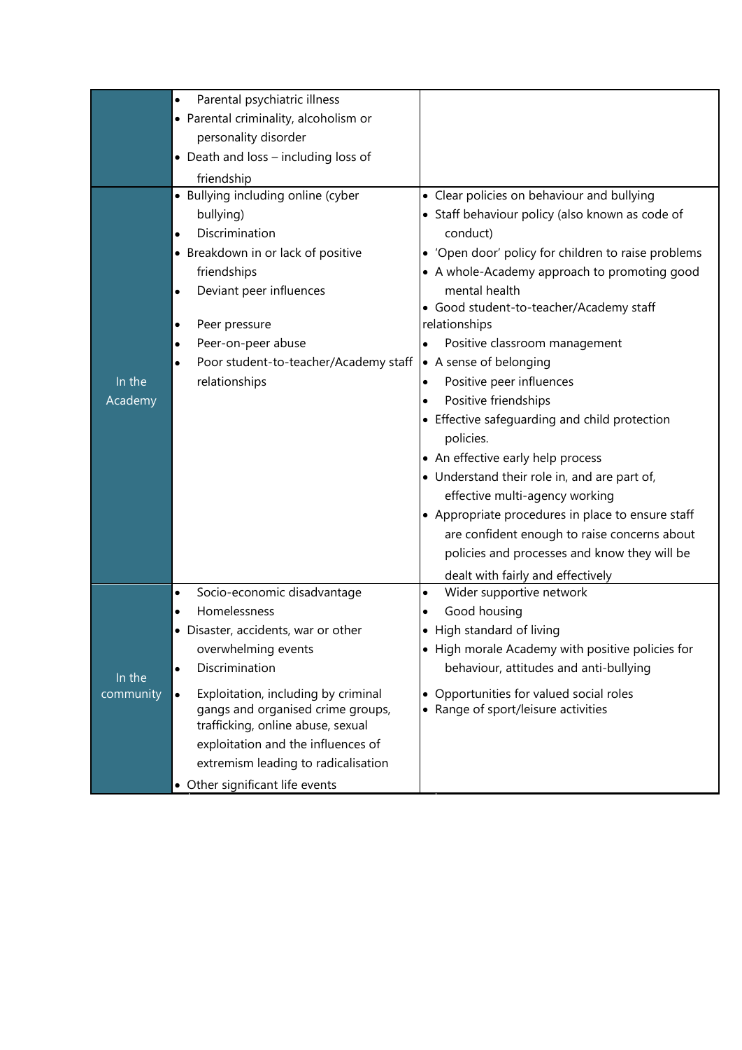| | | |
|---|---|---|
| | • Parental psychiatric illness<br>• Parental criminality, alcoholism or personality disorder<br>• Death and loss – including loss of friendship | |
| In the Academy | • Bullying including online (cyber bullying)<br>• Discrimination<br>• Breakdown in or lack of positive friendships<br>• Deviant peer influences<br>• Peer pressure<br>• Peer-on-peer abuse<br>• Poor student-to-teacher/Academy staff relationships | • Clear policies on behaviour and bullying<br>• Staff behaviour policy (also known as code of conduct)<br>• 'Open door' policy for children to raise problems<br>• A whole-Academy approach to promoting good mental health<br>• Good student-to-teacher/Academy staff relationships<br>• Positive classroom management<br>• A sense of belonging<br>• Positive peer influences<br>• Positive friendships<br>• Effective safeguarding and child protection policies.<br>• An effective early help process<br>• Understand their role in, and are part of, effective multi-agency working<br>• Appropriate procedures in place to ensure staff are confident enough to raise concerns about policies and processes and know they will be dealt with fairly and effectively |
| In the community | • Socio-economic disadvantage<br>• Homelessness<br>• Disaster, accidents, war or other overwhelming events<br>• Discrimination<br>• Exploitation, including by criminal gangs and organised crime groups, trafficking, online abuse, sexual exploitation and the influences of extremism leading to radicalisation<br>• Other significant life events | • Wider supportive network<br>• Good housing<br>• High standard of living<br>• High morale Academy with positive policies for behaviour, attitudes and anti-bullying<br>• Opportunities for valued social roles<br>• Range of sport/leisure activities |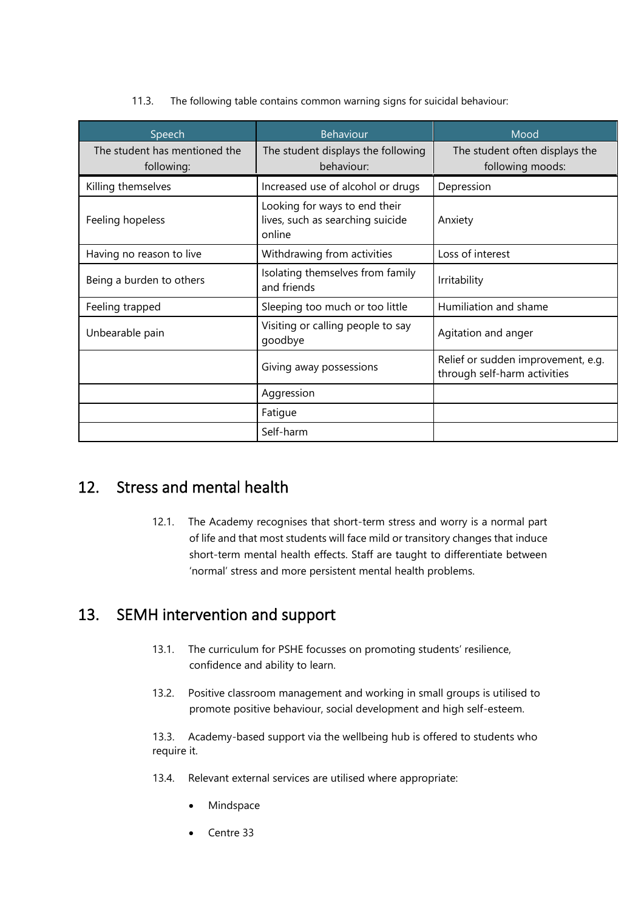11.3. The following table contains common warning signs for suicidal behaviour:

| Speech | Behaviour | Mood |
|---|---|---|
| The student has mentioned the following: | The student displays the following behaviour: | The student often displays the following moods: |
| Killing themselves | Increased use of alcohol or drugs | Depression |
| Feeling hopeless | Looking for ways to end their lives, such as searching suicide online | Anxiety |
| Having no reason to live | Withdrawing from activities | Loss of interest |
| Being a burden to others | Isolating themselves from family and friends | Irritability |
| Feeling trapped | Sleeping too much or too little | Humiliation and shame |
| Unbearable pain | Visiting or calling people to say goodbye | Agitation and anger |
| | Giving away possessions | Relief or sudden improvement, e.g. through self-harm activities |
| | Aggression | |
| | Fatigue | |
| | Self-harm | |

## 12. Stress and mental health

12.1. The Academy recognises that short-term stress and worry is a normal part of life and that most students will face mild or transitory changes that induce short-term mental health effects. Staff are taught to differentiate between 'normal' stress and more persistent mental health problems.

## 13. SEMH intervention and support

13.1. The curriculum for PSHE focusses on promoting students' resilience, confidence and ability to learn.

13.2. Positive classroom management and working in small groups is utilised to promote positive behaviour, social development and high self-esteem.

13.3. Academy-based support via the wellbeing hub is offered to students who require it.

13.4. Relevant external services are utilised where appropriate:

- Mindspace
- Centre 33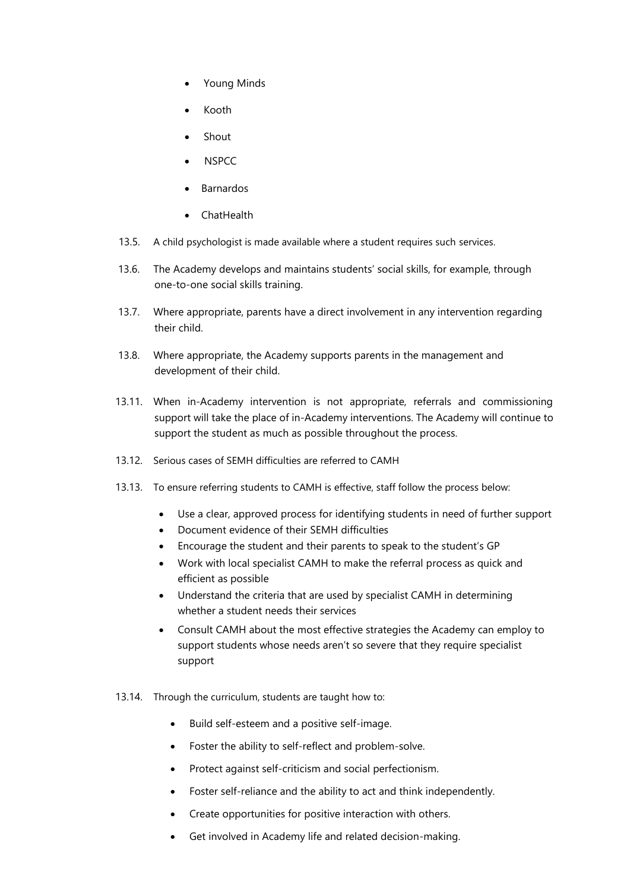- Young Minds
- Kooth
- Shout
- NSPCC
- Barnardos
- ChatHealth

13.5. A child psychologist is made available where a student requires such services.

13.6. The Academy develops and maintains students' social skills, for example, through one-to-one social skills training.

13.7. Where appropriate, parents have a direct involvement in any intervention regarding their child.

13.8. Where appropriate, the Academy supports parents in the management and development of their child.

13.11. When in-Academy intervention is not appropriate, referrals and commissioning support will take the place of in-Academy interventions. The Academy will continue to support the student as much as possible throughout the process.

13.12. Serious cases of SEMH difficulties are referred to CAMH

13.13. To ensure referring students to CAMH is effective, staff follow the process below:

- Use a clear, approved process for identifying students in need of further support
- Document evidence of their SEMH difficulties
- Encourage the student and their parents to speak to the student's GP
- Work with local specialist CAMH to make the referral process as quick and efficient as possible
- Understand the criteria that are used by specialist CAMH in determining whether a student needs their services
- Consult CAMH about the most effective strategies the Academy can employ to support students whose needs aren't so severe that they require specialist support

13.14. Through the curriculum, students are taught how to:

- Build self-esteem and a positive self-image.
- Foster the ability to self-reflect and problem-solve.
- Protect against self-criticism and social perfectionism.
- Foster self-reliance and the ability to act and think independently.
- Create opportunities for positive interaction with others.
- Get involved in Academy life and related decision-making.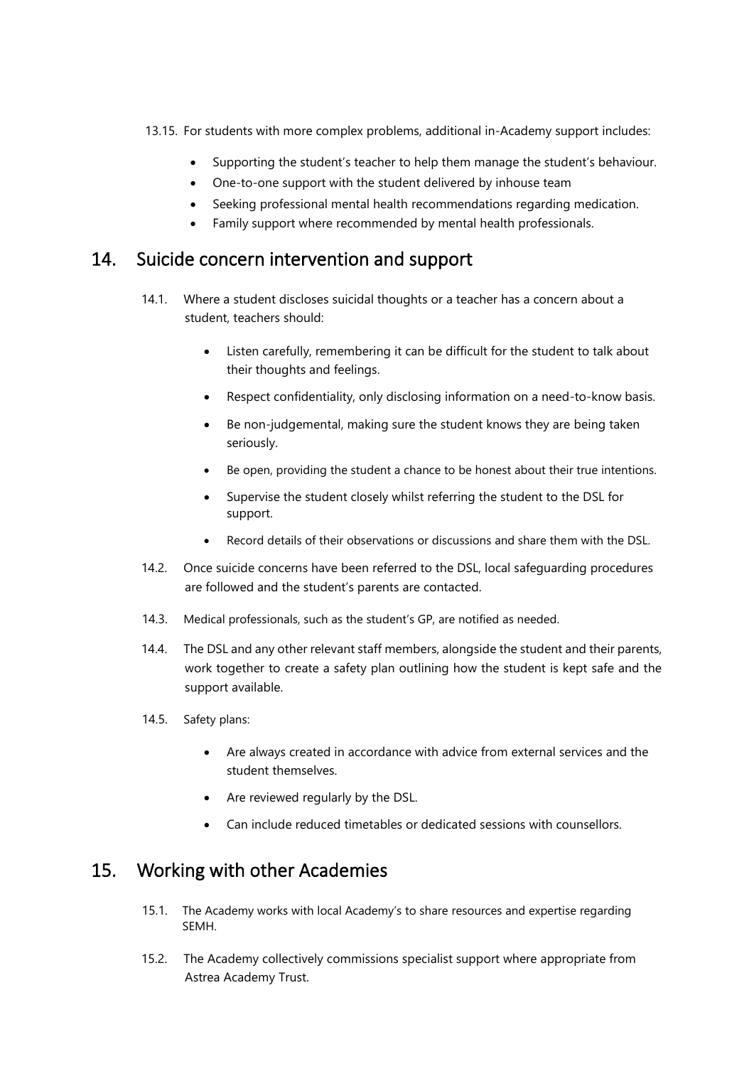13.15. For students with more complex problems, additional in-Academy support includes:

- Supporting the student's teacher to help them manage the student's behaviour.
- One-to-one support with the student delivered by inhouse team
- Seeking professional mental health recommendations regarding medication.
- Family support where recommended by mental health professionals.

## 14. Suicide concern intervention and support

14.1. Where a student discloses suicidal thoughts or a teacher has a concern about a student, teachers should:

- Listen carefully, remembering it can be difficult for the student to talk about their thoughts and feelings.
- Respect confidentiality, only disclosing information on a need-to-know basis.
- Be non-judgemental, making sure the student knows they are being taken seriously.
- Be open, providing the student a chance to be honest about their true intentions.
- Supervise the student closely whilst referring the student to the DSL for support.
- Record details of their observations or discussions and share them with the DSL.

14.2. Once suicide concerns have been referred to the DSL, local safeguarding procedures are followed and the student's parents are contacted.

14.3. Medical professionals, such as the student's GP, are notified as needed.

14.4. The DSL and any other relevant staff members, alongside the student and their parents, work together to create a safety plan outlining how the student is kept safe and the support available.

14.5. Safety plans:

- Are always created in accordance with advice from external services and the student themselves.
- Are reviewed regularly by the DSL.
- Can include reduced timetables or dedicated sessions with counsellors.

## 15. Working with other Academies

15.1. The Academy works with local Academy's to share resources and expertise regarding SEMH.

15.2. The Academy collectively commissions specialist support where appropriate from Astrea Academy Trust.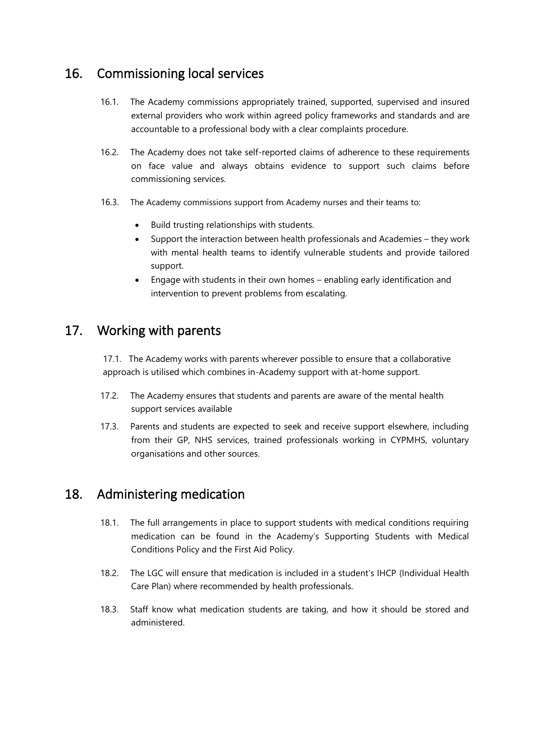## 16. Commissioning local services

16.1. The Academy commissions appropriately trained, supported, supervised and insured external providers who work within agreed policy frameworks and standards and are accountable to a professional body with a clear complaints procedure.

16.2. The Academy does not take self-reported claims of adherence to these requirements on face value and always obtains evidence to support such claims before commissioning services.

16.3. The Academy commissions support from Academy nurses and their teams to:

- Build trusting relationships with students.
- Support the interaction between health professionals and Academies – they work with mental health teams to identify vulnerable students and provide tailored support.
- Engage with students in their own homes – enabling early identification and intervention to prevent problems from escalating.

## 17. Working with parents

17.1. The Academy works with parents wherever possible to ensure that a collaborative approach is utilised which combines in-Academy support with at-home support.

17.2. The Academy ensures that students and parents are aware of the mental health support services available

17.3. Parents and students are expected to seek and receive support elsewhere, including from their GP, NHS services, trained professionals working in CYPMHS, voluntary organisations and other sources.

## 18. Administering medication

18.1. The full arrangements in place to support students with medical conditions requiring medication can be found in the Academy's Supporting Students with Medical Conditions Policy and the First Aid Policy.

18.2. The LGC will ensure that medication is included in a student's IHCP (Individual Health Care Plan) where recommended by health professionals.

18.3. Staff know what medication students are taking, and how it should be stored and administered.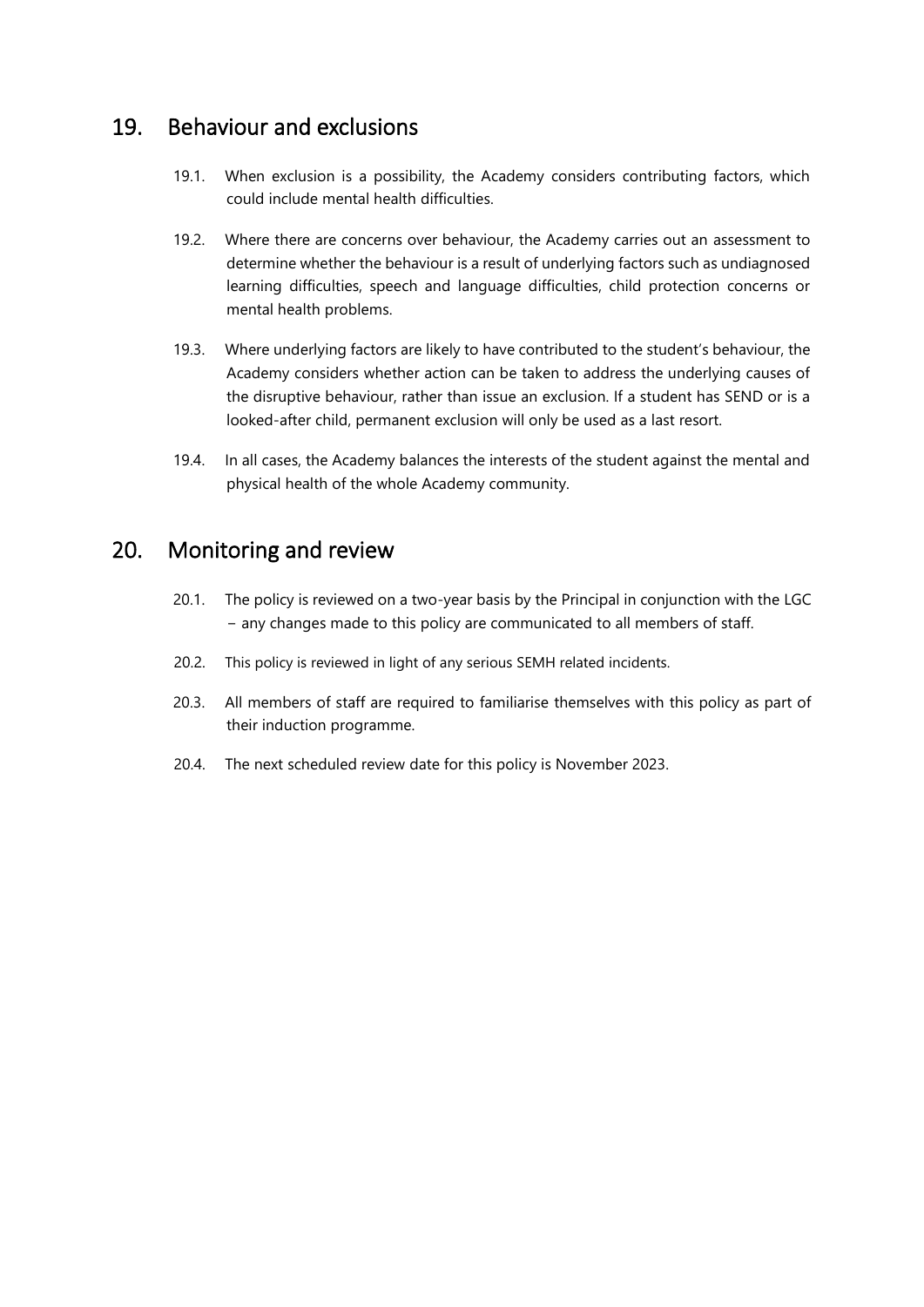## 19. Behaviour and exclusions

19.1. When exclusion is a possibility, the Academy considers contributing factors, which could include mental health difficulties.

19.2. Where there are concerns over behaviour, the Academy carries out an assessment to determine whether the behaviour is a result of underlying factors such as undiagnosed learning difficulties, speech and language difficulties, child protection concerns or mental health problems.

19.3. Where underlying factors are likely to have contributed to the student's behaviour, the Academy considers whether action can be taken to address the underlying causes of the disruptive behaviour, rather than issue an exclusion. If a student has SEND or is a looked-after child, permanent exclusion will only be used as a last resort.

19.4. In all cases, the Academy balances the interests of the student against the mental and physical health of the whole Academy community.

## 20. Monitoring and review

20.1. The policy is reviewed on a two-year basis by the Principal in conjunction with the LGC – any changes made to this policy are communicated to all members of staff.

20.2. This policy is reviewed in light of any serious SEMH related incidents.

20.3. All members of staff are required to familiarise themselves with this policy as part of their induction programme.

20.4. The next scheduled review date for this policy is November 2023.